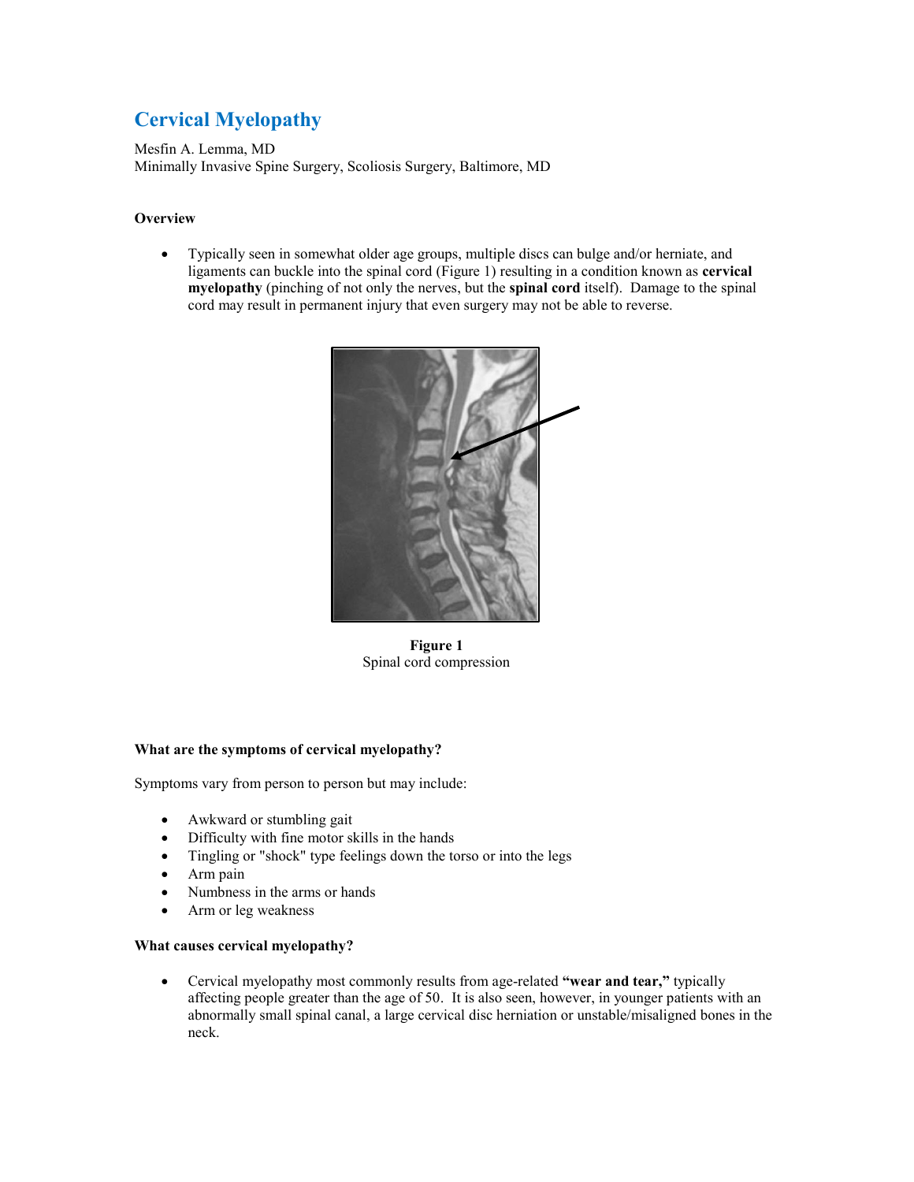# Cervical Myelopathy

Mesfin A. Lemma, MD
Minimally Invasive Spine Surgery, Scoliosis Surgery, Baltimore, MD

**Overview**

- Typically seen in somewhat older age groups, multiple discs can bulge and/or herniate, and ligaments can buckle into the spinal cord (Figure 1) resulting in a condition known as **cervical myelopathy** (pinching of not only the nerves, but the **spinal cord** itself). Damage to the spinal cord may result in permanent injury that even surgery may not be able to reverse.

**Figure 1**
Spinal cord compression

**What are the symptoms of cervical myelopathy?**

Symptoms vary from person to person but may include:

- Awkward or stumbling gait
- Difficulty with fine motor skills in the hands
- Tingling or "shock" type feelings down the torso or into the legs
- Arm pain
- Numbness in the arms or hands
- Arm or leg weakness

**What causes cervical myelopathy?**

- Cervical myelopathy most commonly results from age-related **"wear and tear,"** typically affecting people greater than the age of 50. It is also seen, however, in younger patients with an abnormally small spinal canal, a large cervical disc herniation or unstable/misaligned bones in the neck.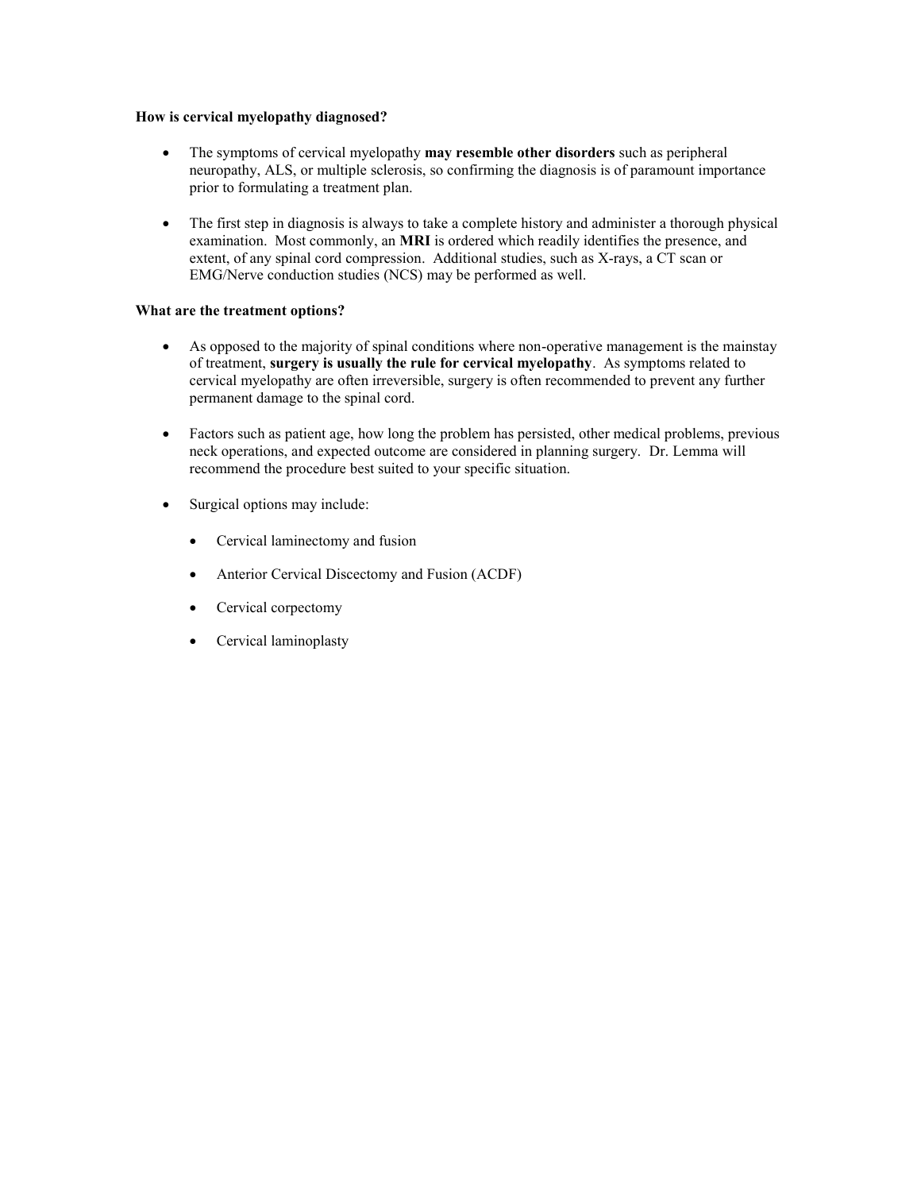**How is cervical myelopathy diagnosed?**

- The symptoms of cervical myelopathy **may resemble other disorders** such as peripheral neuropathy, ALS, or multiple sclerosis, so confirming the diagnosis is of paramount importance prior to formulating a treatment plan.

- The first step in diagnosis is always to take a complete history and administer a thorough physical examination. Most commonly, an **MRI** is ordered which readily identifies the presence, and extent, of any spinal cord compression. Additional studies, such as X-rays, a CT scan or EMG/Nerve conduction studies (NCS) may be performed as well.

**What are the treatment options?**

- As opposed to the majority of spinal conditions where non-operative management is the mainstay of treatment, **surgery is usually the rule for cervical myelopathy**. As symptoms related to cervical myelopathy are often irreversible, surgery is often recommended to prevent any further permanent damage to the spinal cord.

- Factors such as patient age, how long the problem has persisted, other medical problems, previous neck operations, and expected outcome are considered in planning surgery. Dr. Lemma will recommend the procedure best suited to your specific situation.

- Surgical options may include:

  - Cervical laminectomy and fusion

  - Anterior Cervical Discectomy and Fusion (ACDF)

  - Cervical corpectomy

  - Cervical laminoplasty